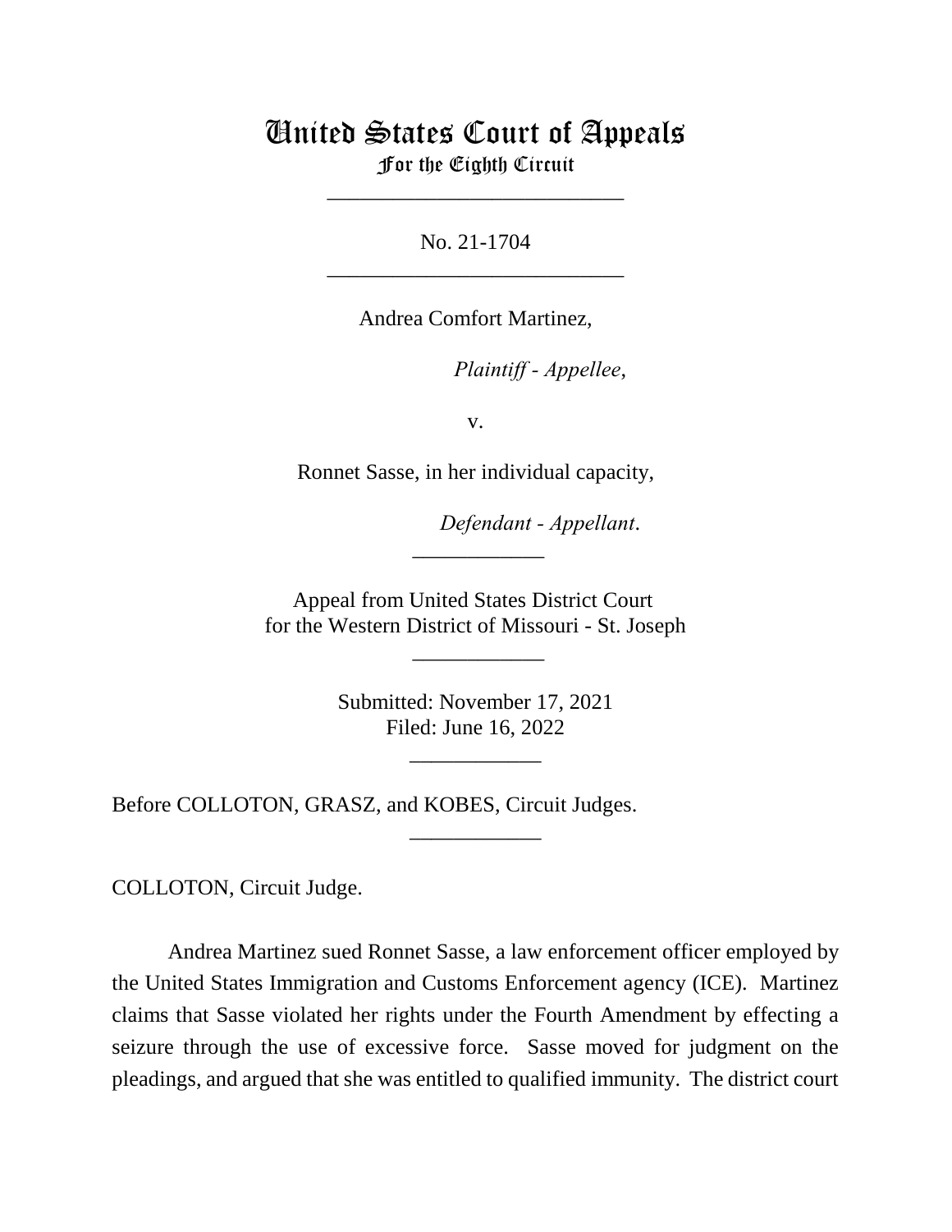# United States Court of Appeals
## For the Eighth Circuit

\_\_\_\_\_\_\_\_\_\_\_\_\_\_\_\_\_\_\_\_\_\_\_\_\_\_\_

No. 21-1704

\_\_\_\_\_\_\_\_\_\_\_\_\_\_\_\_\_\_\_\_\_\_\_\_\_\_\_

Andrea Comfort Martinez,

*Plaintiff - Appellee*,

v.

Ronnet Sasse, in her individual capacity,

*Defendant - Appellant*.

\_\_\_\_\_\_\_\_\_\_\_\_

Appeal from United States District Court
for the Western District of Missouri - St. Joseph

\_\_\_\_\_\_\_\_\_\_\_\_

Submitted: November 17, 2021
Filed: June 16, 2022

\_\_\_\_\_\_\_\_\_\_\_\_

Before COLLOTON, GRASZ, and KOBES, Circuit Judges.

\_\_\_\_\_\_\_\_\_\_\_\_

COLLOTON, Circuit Judge.

Andrea Martinez sued Ronnet Sasse, a law enforcement officer employed by the United States Immigration and Customs Enforcement agency (ICE). Martinez claims that Sasse violated her rights under the Fourth Amendment by effecting a seizure through the use of excessive force. Sasse moved for judgment on the pleadings, and argued that she was entitled to qualified immunity. The district court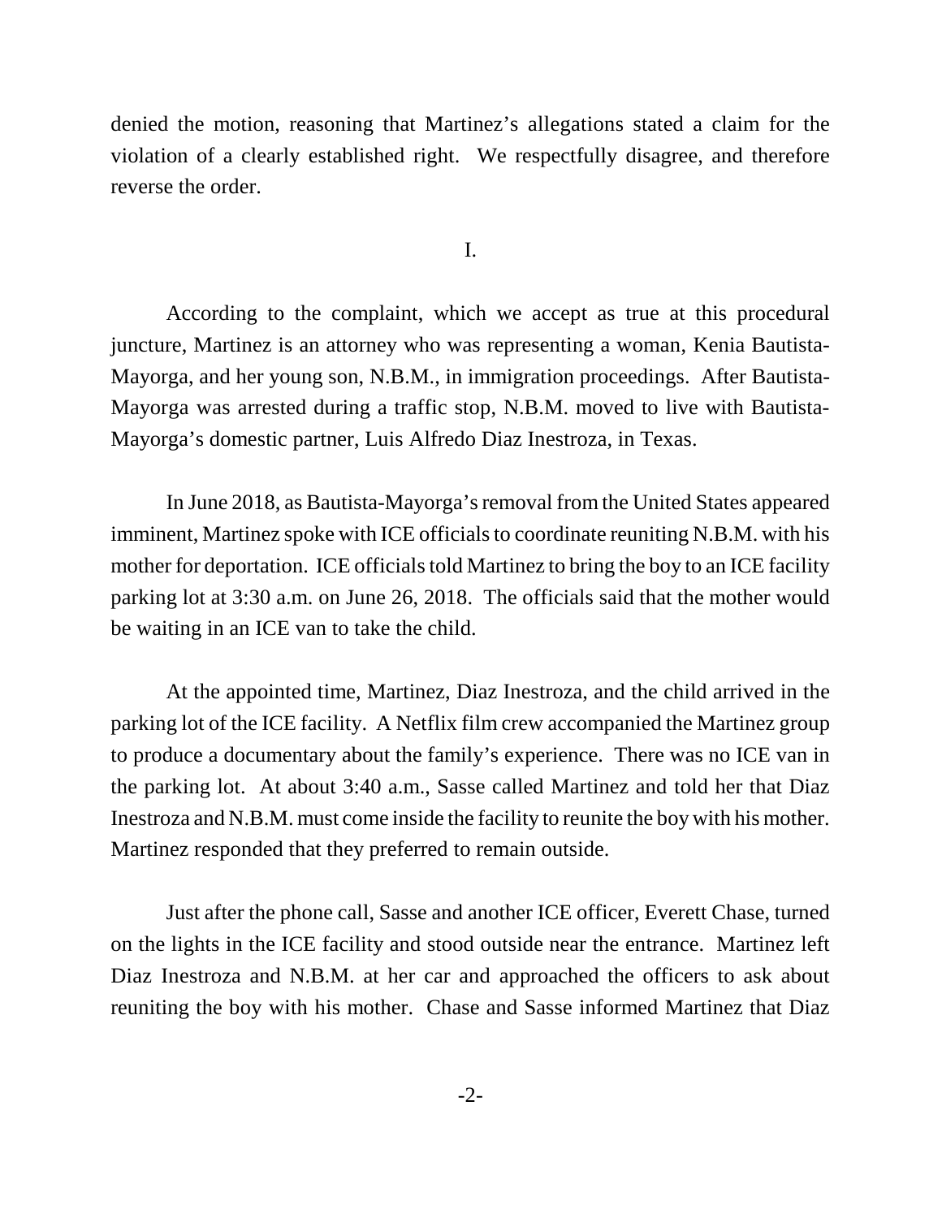denied the motion, reasoning that Martinez's allegations stated a claim for the violation of a clearly established right. We respectfully disagree, and therefore reverse the order.

I.

According to the complaint, which we accept as true at this procedural juncture, Martinez is an attorney who was representing a woman, Kenia Bautista-Mayorga, and her young son, N.B.M., in immigration proceedings. After Bautista-Mayorga was arrested during a traffic stop, N.B.M. moved to live with Bautista-Mayorga's domestic partner, Luis Alfredo Diaz Inestroza, in Texas.

In June 2018, as Bautista-Mayorga's removal from the United States appeared imminent, Martinez spoke with ICE officials to coordinate reuniting N.B.M. with his mother for deportation. ICE officials told Martinez to bring the boy to an ICE facility parking lot at 3:30 a.m. on June 26, 2018. The officials said that the mother would be waiting in an ICE van to take the child.

At the appointed time, Martinez, Diaz Inestroza, and the child arrived in the parking lot of the ICE facility. A Netflix film crew accompanied the Martinez group to produce a documentary about the family's experience. There was no ICE van in the parking lot. At about 3:40 a.m., Sasse called Martinez and told her that Diaz Inestroza and N.B.M. must come inside the facility to reunite the boy with his mother. Martinez responded that they preferred to remain outside.

Just after the phone call, Sasse and another ICE officer, Everett Chase, turned on the lights in the ICE facility and stood outside near the entrance. Martinez left Diaz Inestroza and N.B.M. at her car and approached the officers to ask about reuniting the boy with his mother. Chase and Sasse informed Martinez that Diaz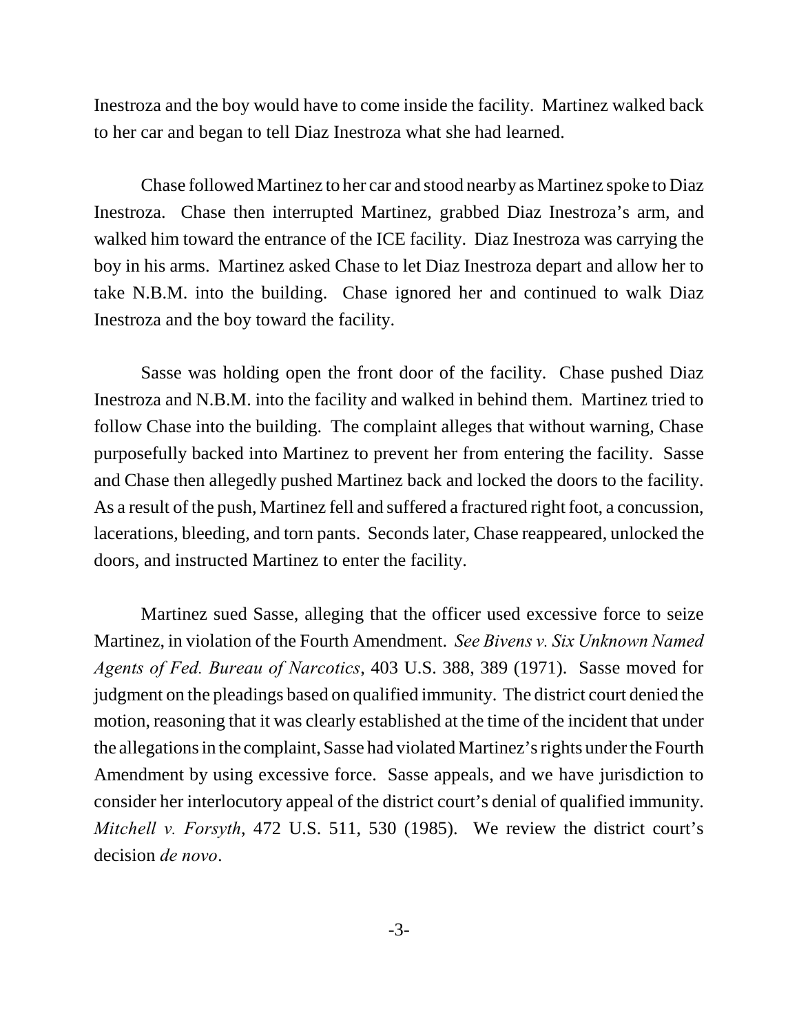Inestroza and the boy would have to come inside the facility. Martinez walked back to her car and began to tell Diaz Inestroza what she had learned.

Chase followed Martinez to her car and stood nearby as Martinez spoke to Diaz Inestroza. Chase then interrupted Martinez, grabbed Diaz Inestroza's arm, and walked him toward the entrance of the ICE facility. Diaz Inestroza was carrying the boy in his arms. Martinez asked Chase to let Diaz Inestroza depart and allow her to take N.B.M. into the building. Chase ignored her and continued to walk Diaz Inestroza and the boy toward the facility.

Sasse was holding open the front door of the facility. Chase pushed Diaz Inestroza and N.B.M. into the facility and walked in behind them. Martinez tried to follow Chase into the building. The complaint alleges that without warning, Chase purposefully backed into Martinez to prevent her from entering the facility. Sasse and Chase then allegedly pushed Martinez back and locked the doors to the facility. As a result of the push, Martinez fell and suffered a fractured right foot, a concussion, lacerations, bleeding, and torn pants. Seconds later, Chase reappeared, unlocked the doors, and instructed Martinez to enter the facility.

Martinez sued Sasse, alleging that the officer used excessive force to seize Martinez, in violation of the Fourth Amendment. *See Bivens v. Six Unknown Named Agents of Fed. Bureau of Narcotics*, 403 U.S. 388, 389 (1971). Sasse moved for judgment on the pleadings based on qualified immunity. The district court denied the motion, reasoning that it was clearly established at the time of the incident that under the allegations in the complaint, Sasse had violated Martinez's rights under the Fourth Amendment by using excessive force. Sasse appeals, and we have jurisdiction to consider her interlocutory appeal of the district court's denial of qualified immunity. *Mitchell v. Forsyth*, 472 U.S. 511, 530 (1985). We review the district court's decision *de novo*.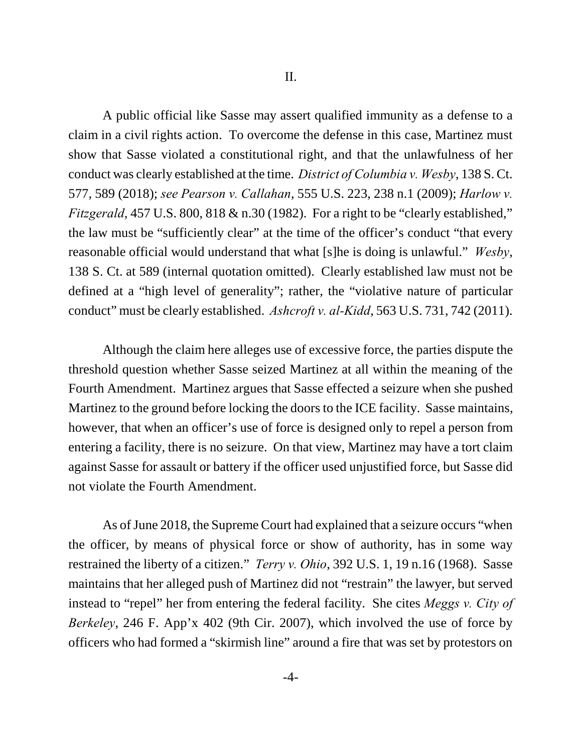## II.

A public official like Sasse may assert qualified immunity as a defense to a claim in a civil rights action. To overcome the defense in this case, Martinez must show that Sasse violated a constitutional right, and that the unlawfulness of her conduct was clearly established at the time. *District of Columbia v. Wesby*, 138 S. Ct. 577, 589 (2018); *see Pearson v. Callahan*, 555 U.S. 223, 238 n.1 (2009); *Harlow v. Fitzgerald*, 457 U.S. 800, 818 & n.30 (1982). For a right to be "clearly established," the law must be "sufficiently clear" at the time of the officer's conduct "that every reasonable official would understand that what [s]he is doing is unlawful." *Wesby*, 138 S. Ct. at 589 (internal quotation omitted). Clearly established law must not be defined at a "high level of generality"; rather, the "violative nature of particular conduct" must be clearly established. *Ashcroft v. al-Kidd*, 563 U.S. 731, 742 (2011).

Although the claim here alleges use of excessive force, the parties dispute the threshold question whether Sasse seized Martinez at all within the meaning of the Fourth Amendment. Martinez argues that Sasse effected a seizure when she pushed Martinez to the ground before locking the doors to the ICE facility. Sasse maintains, however, that when an officer's use of force is designed only to repel a person from entering a facility, there is no seizure. On that view, Martinez may have a tort claim against Sasse for assault or battery if the officer used unjustified force, but Sasse did not violate the Fourth Amendment.

As of June 2018, the Supreme Court had explained that a seizure occurs "when the officer, by means of physical force or show of authority, has in some way restrained the liberty of a citizen." *Terry v. Ohio,* 392 U.S. 1, 19 n.16 (1968). Sasse maintains that her alleged push of Martinez did not "restrain" the lawyer, but served instead to "repel" her from entering the federal facility. She cites *Meggs v. City of Berkeley*, 246 F. App'x 402 (9th Cir. 2007), which involved the use of force by officers who had formed a "skirmish line" around a fire that was set by protestors on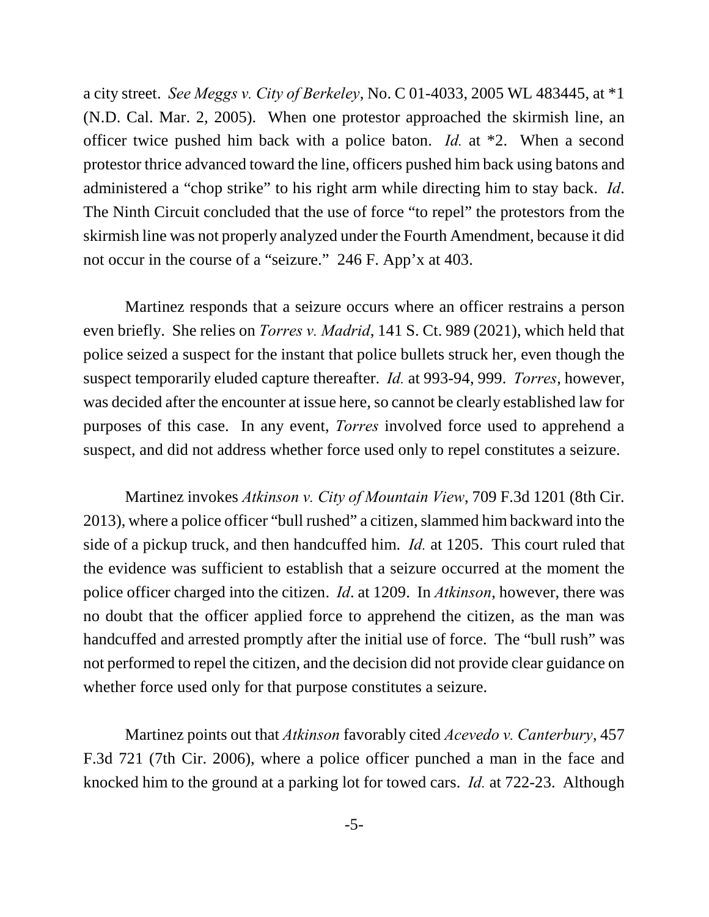a city street. *See Meggs v. City of Berkeley*, No. C 01-4033, 2005 WL 483445, at *1 (N.D. Cal. Mar. 2, 2005). When one protestor approached the skirmish line, an officer twice pushed him back with a police baton. *Id.* at *2. When a second protestor thrice advanced toward the line, officers pushed him back using batons and administered a "chop strike" to his right arm while directing him to stay back. *Id*. The Ninth Circuit concluded that the use of force "to repel" the protestors from the skirmish line was not properly analyzed under the Fourth Amendment, because it did not occur in the course of a "seizure." 246 F. App'x at 403.

Martinez responds that a seizure occurs where an officer restrains a person even briefly. She relies on *Torres v. Madrid*, 141 S. Ct. 989 (2021), which held that police seized a suspect for the instant that police bullets struck her, even though the suspect temporarily eluded capture thereafter. *Id.* at 993-94, 999. *Torres*, however, was decided after the encounter at issue here, so cannot be clearly established law for purposes of this case. In any event, *Torres* involved force used to apprehend a suspect, and did not address whether force used only to repel constitutes a seizure.

Martinez invokes *Atkinson v. City of Mountain View*, 709 F.3d 1201 (8th Cir. 2013), where a police officer "bull rushed" a citizen, slammed him backward into the side of a pickup truck, and then handcuffed him. *Id.* at 1205. This court ruled that the evidence was sufficient to establish that a seizure occurred at the moment the police officer charged into the citizen. *Id*. at 1209. In *Atkinson*, however, there was no doubt that the officer applied force to apprehend the citizen, as the man was handcuffed and arrested promptly after the initial use of force. The "bull rush" was not performed to repel the citizen, and the decision did not provide clear guidance on whether force used only for that purpose constitutes a seizure.

Martinez points out that *Atkinson* favorably cited *Acevedo v. Canterbury*, 457 F.3d 721 (7th Cir. 2006), where a police officer punched a man in the face and knocked him to the ground at a parking lot for towed cars. *Id.* at 722-23. Although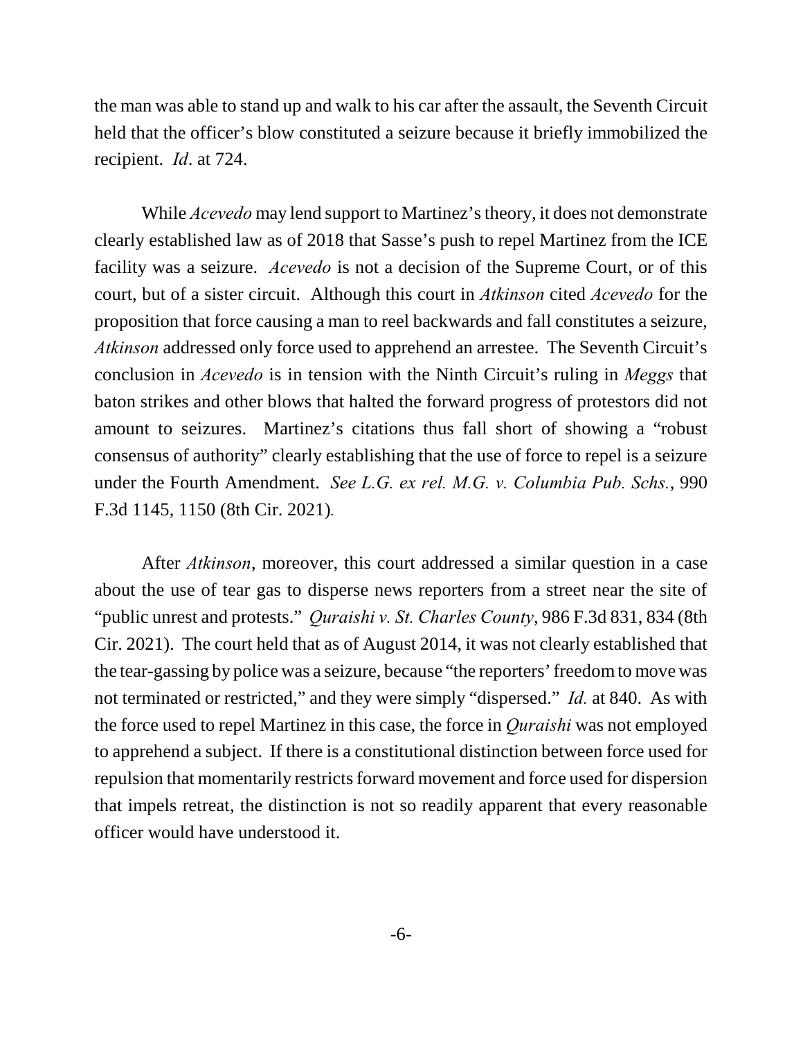the man was able to stand up and walk to his car after the assault, the Seventh Circuit held that the officer's blow constituted a seizure because it briefly immobilized the recipient. *Id*. at 724.

While *Acevedo* may lend support to Martinez's theory, it does not demonstrate clearly established law as of 2018 that Sasse's push to repel Martinez from the ICE facility was a seizure. *Acevedo* is not a decision of the Supreme Court, or of this court, but of a sister circuit. Although this court in *Atkinson* cited *Acevedo* for the proposition that force causing a man to reel backwards and fall constitutes a seizure, *Atkinson* addressed only force used to apprehend an arrestee. The Seventh Circuit's conclusion in *Acevedo* is in tension with the Ninth Circuit's ruling in *Meggs* that baton strikes and other blows that halted the forward progress of protestors did not amount to seizures. Martinez's citations thus fall short of showing a "robust consensus of authority" clearly establishing that the use of force to repel is a seizure under the Fourth Amendment. *See L.G. ex rel. M.G. v. Columbia Pub. Schs.*, 990 F.3d 1145, 1150 (8th Cir. 2021).

After *Atkinson*, moreover, this court addressed a similar question in a case about the use of tear gas to disperse news reporters from a street near the site of "public unrest and protests." *Quraishi v. St. Charles County*, 986 F.3d 831, 834 (8th Cir. 2021). The court held that as of August 2014, it was not clearly established that the tear-gassing by police was a seizure, because "the reporters' freedom to move was not terminated or restricted," and they were simply "dispersed." *Id.* at 840. As with the force used to repel Martinez in this case, the force in *Quraishi* was not employed to apprehend a subject. If there is a constitutional distinction between force used for repulsion that momentarily restricts forward movement and force used for dispersion that impels retreat, the distinction is not so readily apparent that every reasonable officer would have understood it.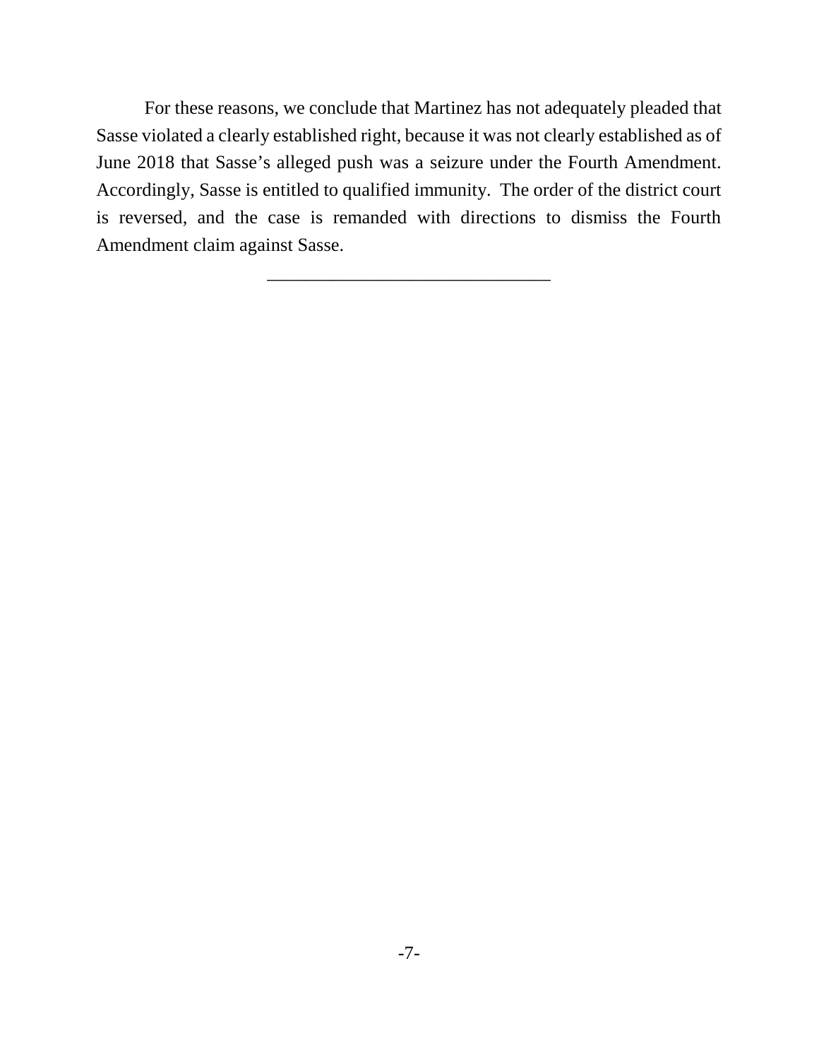For these reasons, we conclude that Martinez has not adequately pleaded that Sasse violated a clearly established right, because it was not clearly established as of June 2018 that Sasse's alleged push was a seizure under the Fourth Amendment. Accordingly, Sasse is entitled to qualified immunity. The order of the district court is reversed, and the case is remanded with directions to dismiss the Fourth Amendment claim against Sasse.

______________________________